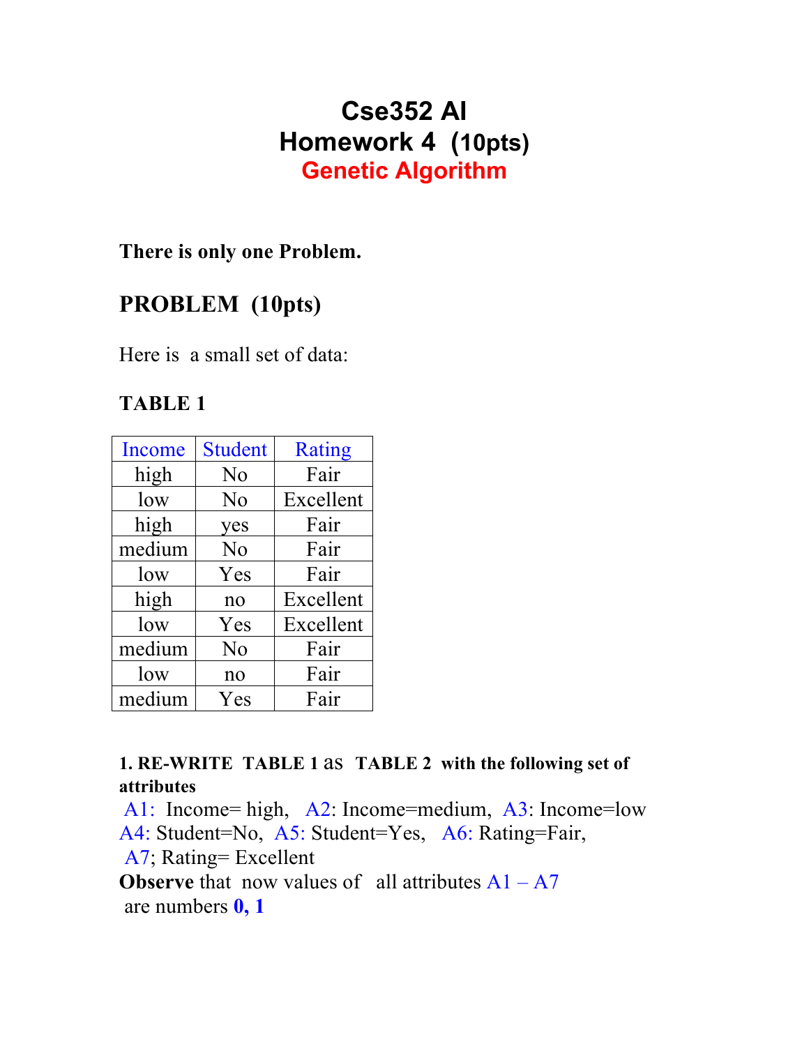# Cse352 AI
# Homework 4 (10pts)
## Genetic Algorithm

**There is only one Problem.**

## PROBLEM (10pts)

Here is a small set of data:

**TABLE 1**

| Income | Student | Rating |
|---|---|---|
| high | No | Fair |
| low | No | Excellent |
| high | yes | Fair |
| medium | No | Fair |
| low | Yes | Fair |
| high | no | Excellent |
| low | Yes | Excellent |
| medium | No | Fair |
| low | no | Fair |
| medium | Yes | Fair |

**1. RE-WRITE TABLE 1** as **TABLE 2 with the following set of attributes**

A1: Income= high, A2: Income=medium, A3: Income=low
A4: Student=No, A5: Student=Yes, A6: Rating=Fair,
A7; Rating= Excellent

**Observe** that now values of all attributes A1 – A7 are numbers **0, 1**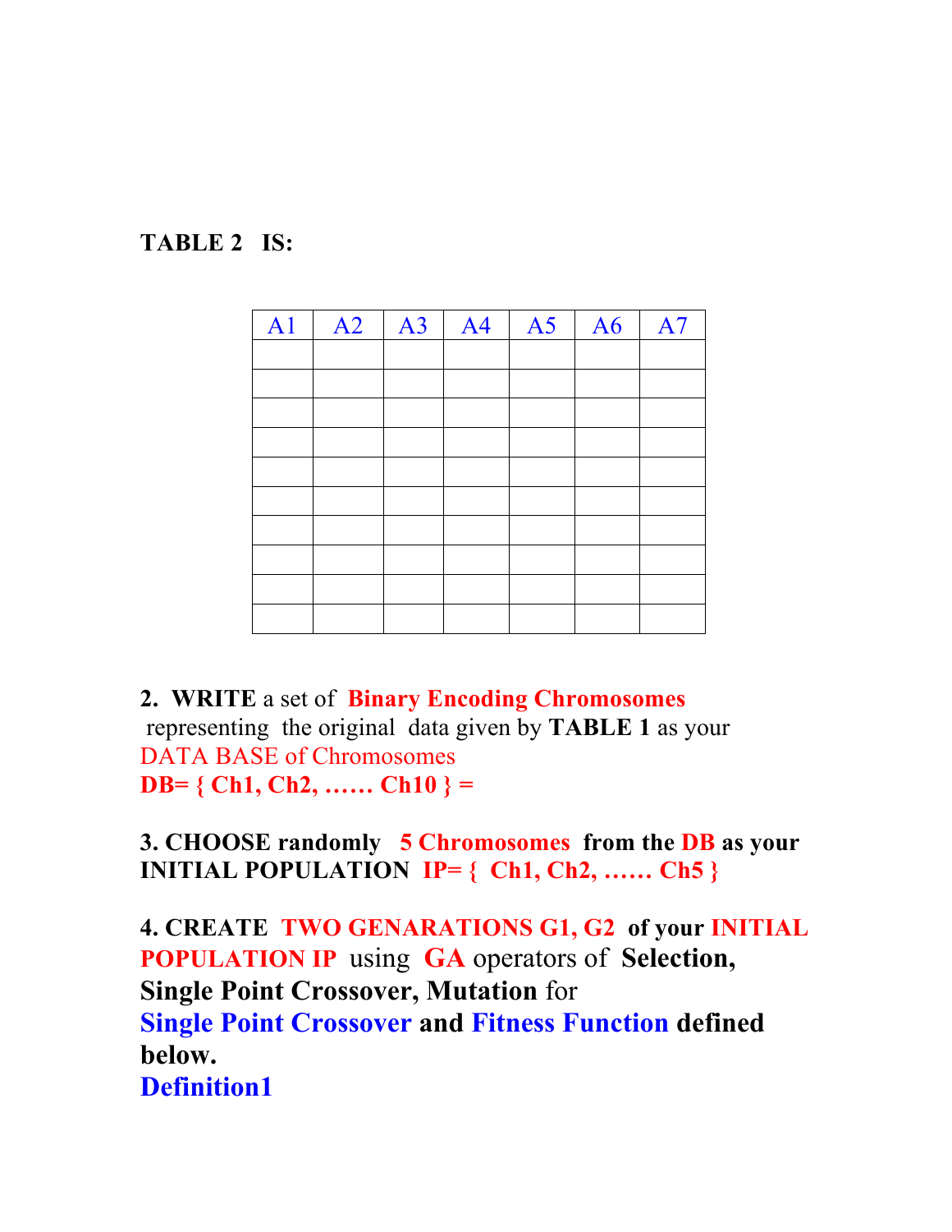**TABLE 2 IS:**

| A1 | A2 | A3 | A4 | A5 | A6 | A7 |
|---|---|---|---|---|---|---|
| | | | | | | |
| | | | | | | |
| | | | | | | |
| | | | | | | |
| | | | | | | |
| | | | | | | |
| | | | | | | |
| | | | | | | |
| | | | | | | |
| | | | | | | |

**2. WRITE** a set of **Binary Encoding Chromosomes** representing the original data given by **TABLE 1** as your DATA BASE of Chromosomes

**DB= { Ch1, Ch2, …… Ch10 } =**

**3. CHOOSE randomly 5 Chromosomes from the DB as your INITIAL POPULATION IP= { Ch1, Ch2, …… Ch5 }**

**4. CREATE TWO GENARATIONS G1, G2 of your INITIAL POPULATION IP** using **GA** operators of **Selection, Single Point Crossover, Mutation** for **Single Point Crossover** and **Fitness Function** defined **below.**

**Definition1**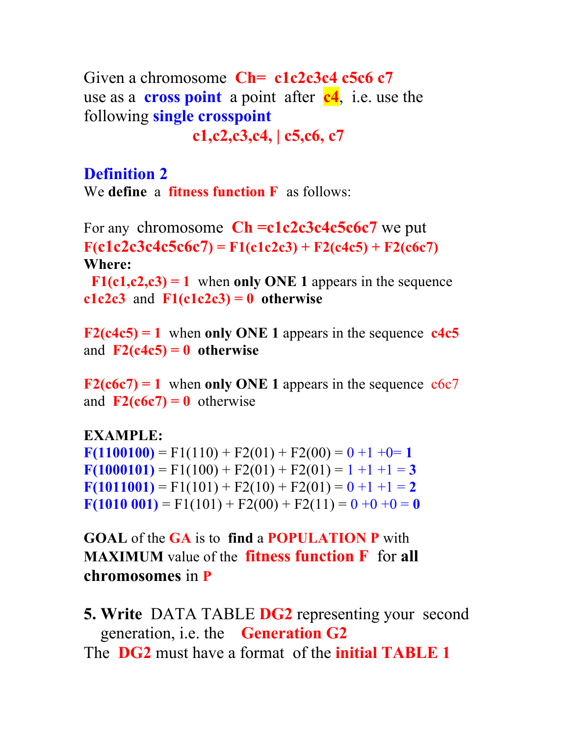Given a chromosome **Ch= c1c2c3c4 c5c6 c7**
use as a **cross point** a point after **c4**, i.e. use the following **single crosspoint**

**c1,c2,c3,c4, | c5,c6, c7**

## Definition 2

We **define** a **fitness function F** as follows:

For any chromosome **Ch =c1c2c3c4c5c6c7** we put
**F(c1c2c3c4c5c6c7) = F1(c1c2c3) + F2(c4c5) + F2(c6c7)**
**Where:**

**F1(c1,c2,c3) = 1** when **only ONE 1** appears in the sequence **c1c2c3** and **F1(c1c2c3) = 0 otherwise**

**F2(c4c5) = 1** when **only ONE 1** appears in the sequence **c4c5** and **F2(c4c5) = 0 otherwise**

**F2(c6c7) = 1** when **only ONE 1** appears in the sequence c6c7 and **F2(c6c7) = 0** otherwise

**EXAMPLE:**
**F(1100100)** = F1(110) + F2(01) + F2(00) = 0 +1 +0= **1**
**F(1000101)** = F1(100) + F2(01) + F2(01) = 1 +1 +1 = **3**
**F(1011001)** = F1(101) + F2(10) + F2(01) = 0 +1 +1 = **2**
**F(1010 001)** = F1(101) + F2(00) + F2(11) = 0 +0 +0 = **0**

**GOAL** of the **GA** is to **find** a **POPULATION P** with **MAXIMUM** value of the **fitness function F** for **all chromosomes** in **P**

**5. Write** DATA TABLE **DG2** representing your second generation, i.e. the **Generation G2**
The **DG2** must have a format of the **initial TABLE 1**